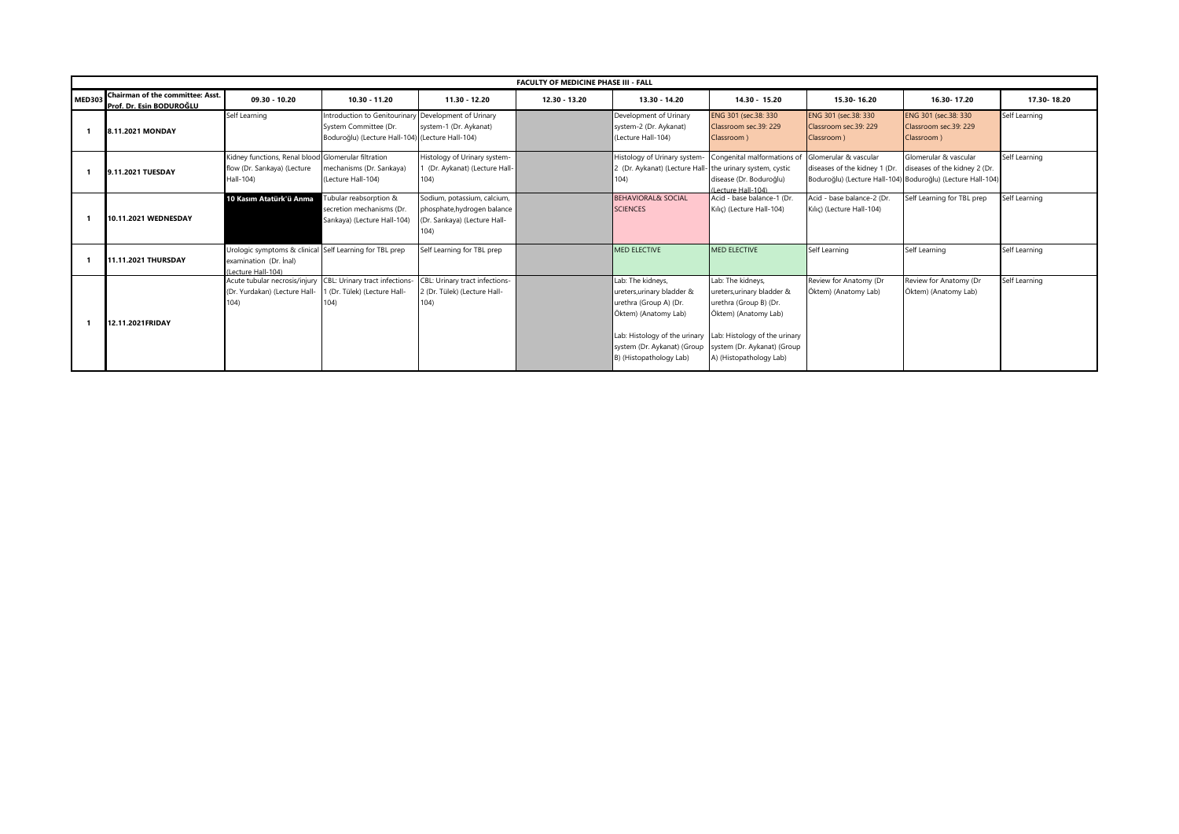| FACULTY OF MEDICINE PHASE III - FALL | | | | | | | | | | | |
|---|---|---|---|---|---|---|---|---|---|---|---|
| MED303 | Chairman of the committee: Asst. Prof. Dr. Esin BODUROĞLU | 09.30 - 10.20 | 10.30 - 11.20 | 11.30 - 12.20 | 12.30 - 13.20 | 13.30 - 14.20 | 14.30 - 15.20 | 15.30- 16.20 | 16.30- 17.20 | 17.30- 18.20 |
| 1 | 8.11.2021 MONDAY | Self Learning | Introduction to Genitourinary System Committee (Dr. Boduroğlu) (Lecture Hall-104) | Development of Urinary system-1 (Dr. Aykanat) (Lecture Hall-104) | | Development of Urinary system-2 (Dr. Aykanat) (Lecture Hall-104) | ENG 301 (sec.38: 330 Classroom sec.39: 229 Classroom ) | ENG 301 (sec.38: 330 Classroom sec.39: 229 Classroom ) | ENG 301 (sec.38: 330 Classroom sec.39: 229 Classroom ) | Self Learning |
| 1 | 9.11.2021 TUESDAY | Kidney functions, Renal blood flow (Dr. Sarıkaya) (Lecture Hall-104) | Glomerular filtration mechanisms (Dr. Sarıkaya) (Lecture Hall-104) | Histology of Urinary system-1 (Dr. Aykanat) (Lecture Hall-104) | | Histology of Urinary system-2 (Dr. Aykanat) (Lecture Hall-104) | Congenital malformations of the urinary system, cystic disease (Dr. Boduroğlu) (Lecture Hall-104) | Glomerular & vascular diseases of the kidney 1 (Dr. Boduroğlu) (Lecture Hall-104) | Glomerular & vascular diseases of the kidney 2 (Dr. Boduroğlu) (Lecture Hall-104) | Self Learning |
| 1 | 10.11.2021 WEDNESDAY | **10 Kasım Atatürk'ü Anma** | Tubular reabsorption & secretion mechanisms (Dr. Sarıkaya) (Lecture Hall-104) | Sodium, potassium, calcium, phosphate,hydrogen balance (Dr. Sarıkaya) (Lecture Hall-104) | | BEHAVIORAL& SOCIAL SCIENCES | Acid - base balance-1 (Dr. Kılıç) (Lecture Hall-104) | Acid - base balance-2 (Dr. Kılıç) (Lecture Hall-104) | Self Learning for TBL prep | Self Learning |
| 1 | 11.11.2021 THURSDAY | Urologic symptoms & clinical examination (Dr. İnal) (Lecture Hall-104) | Self Learning for TBL prep | Self Learning for TBL prep | | MED ELECTIVE | MED ELECTIVE | Self Learning | Self Learning | Self Learning |
| 1 | 12.11.2021FRIDAY | Acute tubular necrosis/injury (Dr. Yurdakan) (Lecture Hall-104) | CBL: Urinary tract infections-1 (Dr. Tülek) (Lecture Hall-104) | CBL: Urinary tract infections-2 (Dr. Tülek) (Lecture Hall-104) | | Lab: The kidneys, ureters,urinary bladder & urethra (Group A) (Dr. Öktem) (Anatomy Lab)<br><br>Lab: Histology of the urinary system (Dr. Aykanat) (Group B) (Histopathology Lab) | Lab: The kidneys, ureters,urinary bladder & urethra (Group B) (Dr. Öktem) (Anatomy Lab)<br><br>Lab: Histology of the urinary system (Dr. Aykanat) (Group A) (Histopathology Lab) | Review for Anatomy (Dr Öktem) (Anatomy Lab) | Review for Anatomy (Dr Öktem) (Anatomy Lab) | Self Learning |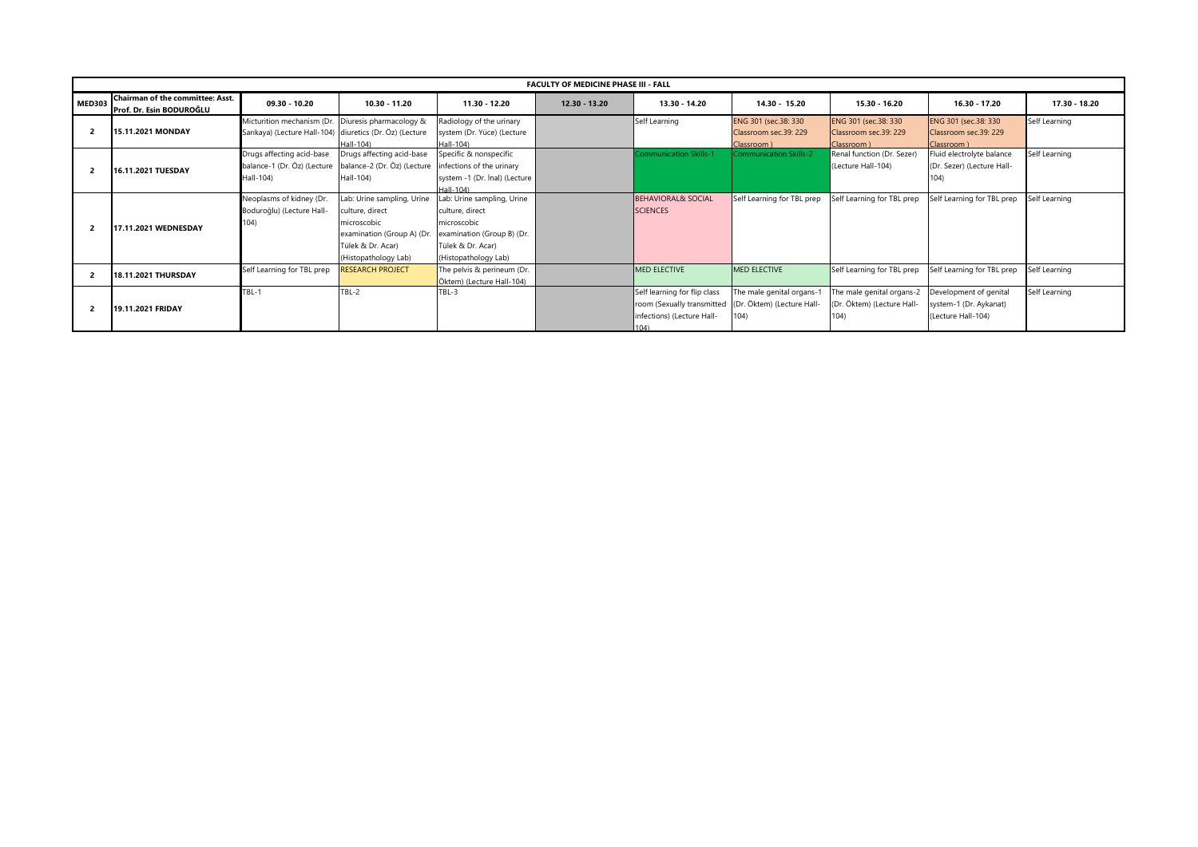| FACULTY OF MEDICINE PHASE III - FALL | | | | | | | | | | |
|---|---|---|---|---|---|---|---|---|---|---|
| **MED303** | **Chairman of the committee: Asst. Prof. Dr. Esin BODUROĞLU** | **09.30 - 10.20** | **10.30 - 11.20** | **11.30 - 12.20** | **12.30 - 13.20** | **13.30 - 14.20** | **14.30 - 15.20** | **15.30 - 16.20** | **16.30 - 17.20** | **17.30 - 18.20** |
| **2** | **15.11.2021 MONDAY** | Micturition mechanism (Dr. Sarıkaya) (Lecture Hall-104) | Diuresis pharmacology & diuretics (Dr. Öz) (Lecture Hall-104) | Radiology of the urinary system (Dr. Yüce) (Lecture Hall-104) | | Self Learning | ENG 301 (sec.38: 330 Classroom sec.39: 229 Classroom ) | ENG 301 (sec.38: 330 Classroom sec.39: 229 Classroom ) | ENG 301 (sec.38: 330 Classroom sec.39: 229 Classroom ) | Self Learning |
| **2** | **16.11.2021 TUESDAY** | Drugs affecting acid-base balance-1 (Dr. Öz) (Lecture Hall-104) | Drugs affecting acid-base balance-2 (Dr. Öz) (Lecture Hall-104) | Specific & nonspecific infections of the urinary system -1 (Dr. İnal) (Lecture Hall-104) | | Communication Skills-1 | Communication Skills-2 | Renal function (Dr. Sezer) (Lecture Hall-104) | Fluid electrolyte balance (Dr. Sezer) (Lecture Hall-104) | Self Learning |
| **2** | **17.11.2021 WEDNESDAY** | Neoplasms of kidney (Dr. Boduroğlu) (Lecture Hall-104) | Lab: Urine sampling, Urine culture, direct microscobic examination (Group A) (Dr. Tülek & Dr. Acar) (Histopathology Lab) | Lab: Urine sampling, Urine culture, direct microscobic examination (Group B) (Dr. Tülek & Dr. Acar) (Histopathology Lab) | | BEHAVIORAL& SOCIAL SCIENCES | Self Learning for TBL prep | Self Learning for TBL prep | Self Learning for TBL prep | Self Learning |
| **2** | **18.11.2021 THURSDAY** | Self Learning for TBL prep | RESEARCH PROJECT | The pelvis & perineum (Dr. Öktem) (Lecture Hall-104) | | MED ELECTIVE | MED ELECTIVE | Self Learning for TBL prep | Self Learning for TBL prep | Self Learning |
| **2** | **19.11.2021 FRIDAY** | TBL-1 | TBL-2 | TBL-3 | | Self learning for flip class room (Sexually transmitted infections) (Lecture Hall-104) | The male genital organs-1 (Dr. Öktem) (Lecture Hall-104) | The male genital organs-2 (Dr. Öktem) (Lecture Hall-104) | Development of genital system-1 (Dr. Aykanat) (Lecture Hall-104) | Self Learning |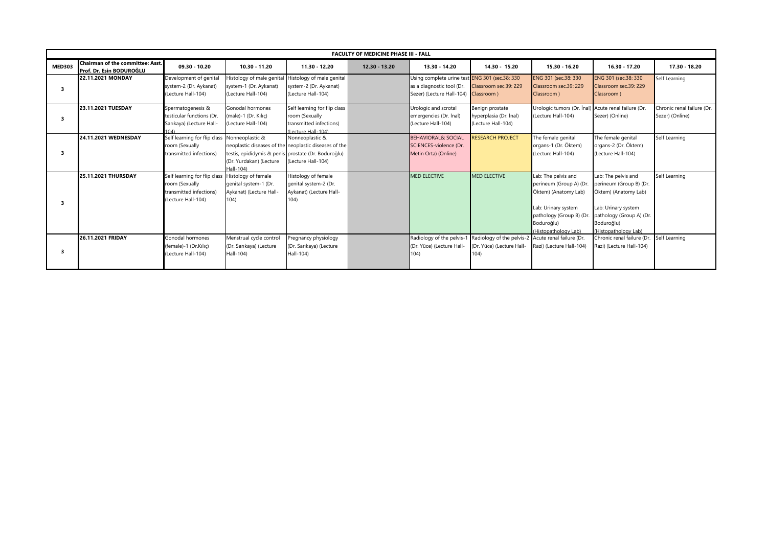| FACULTY OF MEDICINE PHASE III - FALL | | | | | | | | | | |
|---|---|---|---|---|---|---|---|---|---|---|
| **MED303** | **Chairman of the committee: Asst. Prof. Dr. Esin BODUROĞLU** | **09.30 - 10.20** | **10.30 - 11.20** | **11.30 - 12.20** | **12.30 - 13.20** | **13.30 - 14.20** | **14.30 - 15.20** | **15.30 - 16.20** | **16.30 - 17.20** | **17.30 - 18.20** |
| **3** | **22.11.2021 MONDAY** | Development of genital system-2 (Dr. Aykanat) (Lecture Hall-104) | Histology of male genital system-1 (Dr. Aykanat) (Lecture Hall-104) | Histology of male genital system-2 (Dr. Aykanat) (Lecture Hall-104) | | Using complete urine test as a diagnostic tool (Dr. Sezer) (Lecture Hall-104) | ENG 301 (sec.38: 330 Classroom sec.39: 229 Classroom) | ENG 301 (sec.38: 330 Classroom sec.39: 229 Classroom ) | ENG 301 (sec.38: 330 Classroom sec.39: 229 Classroom ) | Self Learning |
| **3** | **23.11.2021 TUESDAY** | Spermatogenesis & testicular functions (Dr. Sarıkaya) (Lecture Hall-104) | Gonodal hormones (male)-1 (Dr. Kılıç) (Lecture Hall-104) | Self learning for flip class room (Sexually transmitted infections) (Lecture Hall-104) | | Urologic and scrotal emergencies (Dr. İnal) (Lecture Hall-104) | Benign prostate hyperplasia (Dr. İnal) (Lecture Hall-104) | Urologic tumors (Dr. İnal) (Lecture Hall-104) | Acute renal failure (Dr. Sezer) (Online) | Chronic renal failure (Dr. Sezer) (Online) |
| **3** | **24.11.2021 WEDNESDAY** | Self learning for flip class room (Sexually transmitted infections) | Nonneoplastic & neoplastic diseases of the testis, epididymis & penis (Dr. Yurdakan) (Lecture Hall-104) | Nonneoplastic & neoplastic diseases of the prostate (Dr. Boduroğlu) (Lecture Hall-104) | | BEHAVIORAL& SOCIAL SCIENCES-violence (Dr. Metin Orta) (Online) | RESEARCH PROJECT | The female genital organs-1 (Dr. Öktem) (Lecture Hall-104) | The female genital organs-2 (Dr. Öktem) (Lecture Hall-104) | Self Learning |
| **3** | **25.11.2021 THURSDAY** | Self learning for flip class room (Sexually transmitted infections) (Lecture Hall-104) | Histology of female genital system-1 (Dr. Aykanat) (Lecture Hall-104) | Histology of female genital system-2 (Dr. Aykanat) (Lecture Hall-104) | | MED ELECTIVE | MED ELECTIVE | Lab: The pelvis and perineum (Group A) (Dr. Öktem) (Anatomy Lab)<br><br>Lab: Urinary system pathology (Group B) (Dr. Boduroğlu) (Histopathology Lab) | Lab: The pelvis and perineum (Group B) (Dr. Öktem) (Anatomy Lab)<br><br>Lab: Urinary system pathology (Group A) (Dr. Boduroğlu) (Histopathology Lab) | Self Learning |
| **3** | **26.11.2021 FRIDAY** | Gonodal hormones (female)-1 (Dr.Kılıç) (Lecture Hall-104) | Menstrual cycle control (Dr. Sarıkaya) (Lecture Hall-104) | Pregnancy physiology (Dr. Sarıkaya) (Lecture Hall-104) | | Radiology of the pelvis-1 (Dr. Yüce) (Lecture Hall-104) | Radiology of the pelvis-2 (Dr. Yüce) (Lecture Hall-104) | Acute renal failure (Dr. Razi) (Lecture Hall-104) | Chronic renal failure (Dr. Razi) (Lecture Hall-104) | Self Learning |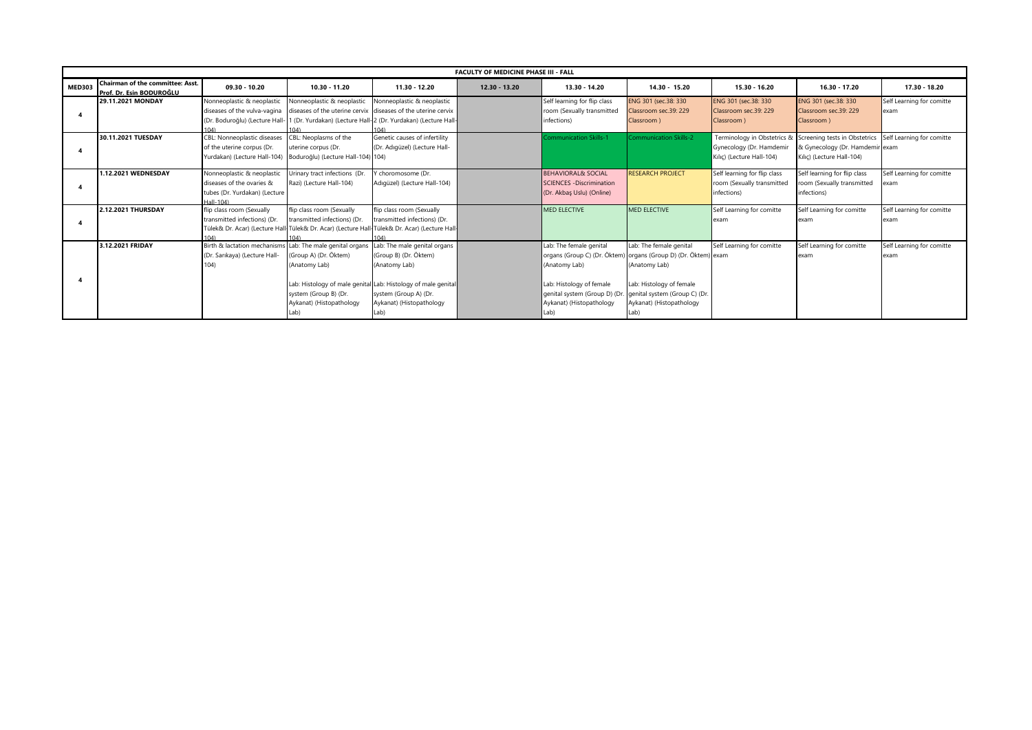| FACULTY OF MEDICINE PHASE III - FALL | | | | | | | | | | |
|---|---|---|---|---|---|---|---|---|---|---|
| **MED303** | **Chairman of the committee: Asst. Prof. Dr. Esin BODUROĞLU** | **09.30 - 10.20** | **10.30 - 11.20** | **11.30 - 12.20** | **12.30 - 13.20** | **13.30 - 14.20** | **14.30 - 15.20** | **15.30 - 16.20** | **16.30 - 17.20** | **17.30 - 18.20** |
| **4** | **29.11.2021 MONDAY** | Nonneoplastic & neoplastic diseases of the vulva-vagina (Dr. Boduroğlu) (Lecture Hall-104) | Nonneoplastic & neoplastic diseases of the uterine cervix 1 (Dr. Yurdakan) (Lecture Hall-104) | Nonneoplastic & neoplastic diseases of the uterine cervix 2 (Dr. Yurdakan) (Lecture Hall-104) | | Self learning for flip class room (Sexually transmitted infections) | ENG 301 (sec.38: 330 Classroom sec.39: 229 Classroom ) | ENG 301 (sec.38: 330 Classroom sec.39: 229 Classroom ) | ENG 301 (sec.38: 330 Classroom sec.39: 229 Classroom ) | Self Learning for comitte exam |
| **4** | **30.11.2021 TUESDAY** | CBL: Nonneoplastic diseases of the uterine corpus (Dr. Yurdakan) (Lecture Hall-104) | CBL: Neoplasms of the uterine corpus (Dr. Boduroğlu) (Lecture Hall-104) | Genetic causes of infertility (Dr. Adıgüzel) (Lecture Hall-104) | | Communication Skills-1 | Communication Skills-2 | Terminology in Obstetrics & Gynecology (Dr. Hamdemir Kılıç) (Lecture Hall-104) | Screening tests in Obstetrics & Gynecology (Dr. Hamdemir Kılıç) (Lecture Hall-104) | Self Learning for comitte exam |
| **4** | **1.12.2021 WEDNESDAY** | Nonneoplastic & neoplastic diseases of the ovaries & tubes (Dr. Yurdakan) (Lecture Hall-104) | Urinary tract infections (Dr. Razi) (Lecture Hall-104) | Y choromosome (Dr. Adıgüzel) (Lecture Hall-104) | | BEHAVIORAL& SOCIAL SCIENCES -Discrimination (Dr. Akbaş Uslu) (Online) | RESEARCH PROJECT | Self learning for flip class room (Sexually transmitted infections) | Self learning for flip class room (Sexually transmitted infections) | Self Learning for comitte exam |
| **4** | **2.12.2021 THURSDAY** | flip class room (Sexually transmitted infections) (Dr. Tülek& Dr. Acar) (Lecture Hall-104) | flip class room (Sexually transmitted infections) (Dr. Tülek& Dr. Acar) (Lecture Hall-104) | flip class room (Sexually transmitted infections) (Dr. Tülek& Dr. Acar) (Lecture Hall-104) | | MED ELECTIVE | MED ELECTIVE | Self Learning for comitte exam | Self Learning for comitte exam | Self Learning for comitte exam |
| **4** | **3.12.2021 FRIDAY** | Birth & lactation mechanisms (Dr. Sarıkaya) (Lecture Hall-104) | Lab: The male genital organs (Group A) (Dr. Öktem) (Anatomy Lab)<br><br>Lab: Histology of male genital system (Group B) (Dr. Aykanat) (Histopathology Lab) | Lab: The male genital organs (Group B) (Dr. Öktem) (Anatomy Lab)<br><br>Lab: Histology of male genital system (Group A) (Dr. Aykanat) (Histopathology Lab) | | Lab: The female genital organs (Group C) (Dr. Öktem) (Anatomy Lab)<br><br>Lab: Histology of female genital system (Group D) (Dr. Aykanat) (Histopathology Lab) | Lab: The female genital organs (Group D) (Dr. Öktem) (Anatomy Lab)<br><br>Lab: Histology of female genital system (Group C) (Dr. Aykanat) (Histopathology Lab) | Self Learning for comitte exam | Self Learning for comitte exam | Self Learning for comitte exam |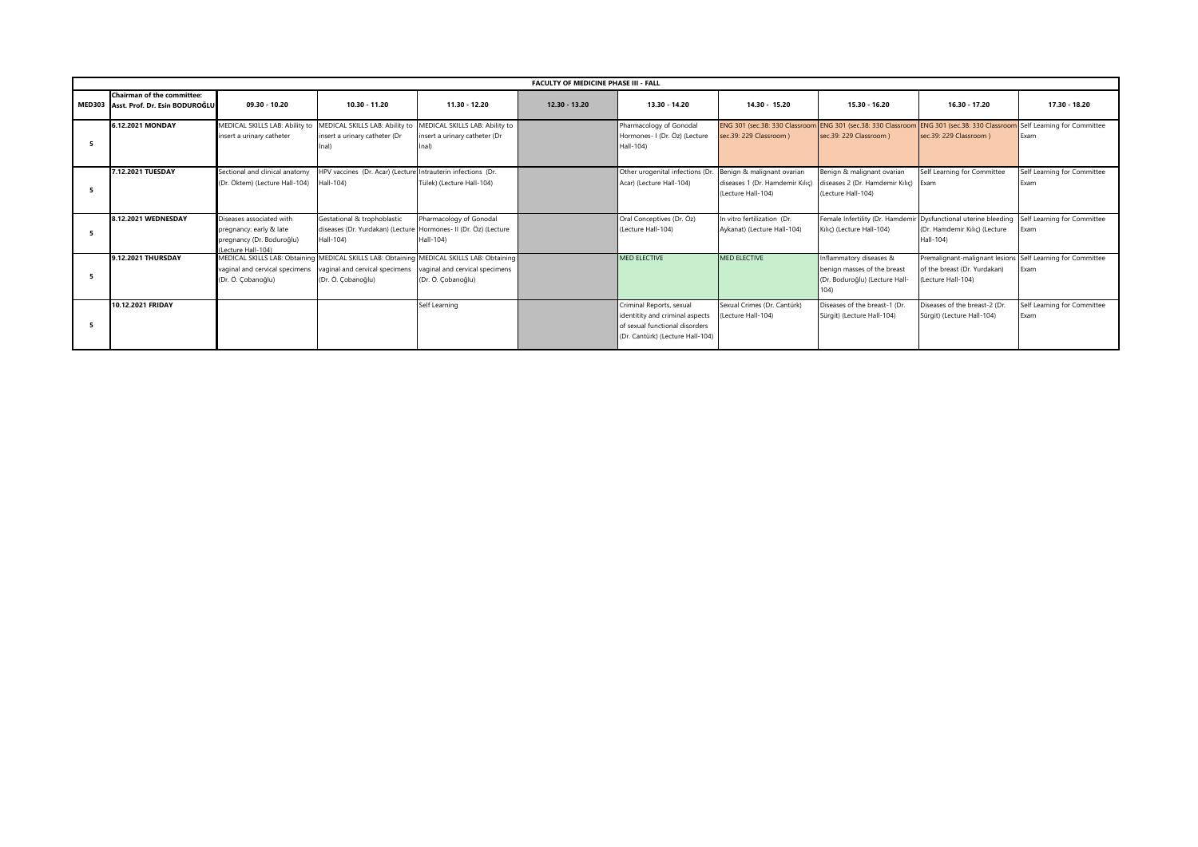| FACULTY OF MEDICINE PHASE III - FALL | | | | | | | | | | |
|---|---|---|---|---|---|---|---|---|---|---|
| MED303 | Chairman of the committee: Asst. Prof. Dr. Esin BODUROĞLU | 09.30 - 10.20 | 10.30 - 11.20 | 11.30 - 12.20 | 12.30 - 13.20 | 13.30 - 14.20 | 14.30 - 15.20 | 15.30 - 16.20 | 16.30 - 17.20 | 17.30 - 18.20 |
| 5 | 6.12.2021 MONDAY | MEDICAL SKILLS LAB: Ability to insert a urinary catheter | MEDICAL SKILLS LAB: Ability to insert a urinary catheter (Dr İnal) | MEDICAL SKILLS LAB: Ability to insert a urinary catheter (Dr İnal) | | Pharmacology of Gonodal Hormones- I (Dr. Öz) (Lecture Hall-104) | ENG 301 (sec.38: 330 Classroom sec.39: 229 Classroom ) | ENG 301 (sec.38: 330 Classroom sec.39: 229 Classroom ) | ENG 301 (sec.38: 330 Classroom sec.39: 229 Classroom ) | Self Learning for Committee Exam |
| 5 | 7.12.2021 TUESDAY | Sectional and clinical anatomy (Dr. Öktem) (Lecture Hall-104) | HPV vaccines (Dr. Acar) (Lecture Hall-104) | Intrauterin infections (Dr. Tülek) (Lecture Hall-104) | | Other urogenital infections (Dr. Acar) (Lecture Hall-104) | Benign & malignant ovarian diseases 1 (Dr. Hamdemir Kılıç) (Lecture Hall-104) | Benign & malignant ovarian diseases 2 (Dr. Hamdemir Kılıç) (Lecture Hall-104) | Self Learning for Committee Exam | Self Learning for Committee Exam |
| 5 | 8.12.2021 WEDNESDAY | Diseases associated with pregnancy: early & late pregnancy (Dr. Boduroğlu) (Lecture Hall-104) | Gestational & trophoblastic diseases (Dr. Yurdakan) (Lecture Hall-104) | Pharmacology of Gonodal Hormones- II (Dr. Öz) (Lecture Hall-104) | | Oral Conceptives (Dr. Öz) (Lecture Hall-104) | In vitro fertilization (Dr. Aykanat) (Lecture Hall-104) | Female Infertility (Dr. Hamdemir Kılıç) (Lecture Hall-104) | Dysfunctional uterine bleeding (Dr. Hamdemir Kılıç) (Lecture Hall-104) | Self Learning for Committee Exam |
| 5 | 9.12.2021 THURSDAY | MEDICAL SKILLS LAB: Obtaining vaginal and cervical specimens (Dr. Ö. Çobanoğlu) | MEDICAL SKILLS LAB: Obtaining vaginal and cervical specimens (Dr. Ö. Çobanoğlu) | MEDICAL SKILLS LAB: Obtaining vaginal and cervical specimens (Dr. Ö. Çobanoğlu) | | MED ELECTIVE | MED ELECTIVE | Inflammatory diseases & benign masses of the breast (Dr. Boduroğlu) (Lecture Hall-104) | Premalignant-malignant lesions of the breast (Dr. Yurdakan) (Lecture Hall-104) | Self Learning for Committee Exam |
| 5 | 10.12.2021 FRIDAY | | | Self Learning | | Criminal Reports, sexual identitity and criminal aspects of sexual functional disorders (Dr. Cantürk) (Lecture Hall-104) | Sexual Crimes (Dr. Cantürk) (Lecture Hall-104) | Diseases of the breast-1 (Dr. Sürgit) (Lecture Hall-104) | Diseases of the breast-2 (Dr. Sürgit) (Lecture Hall-104) | Self Learning for Committee Exam |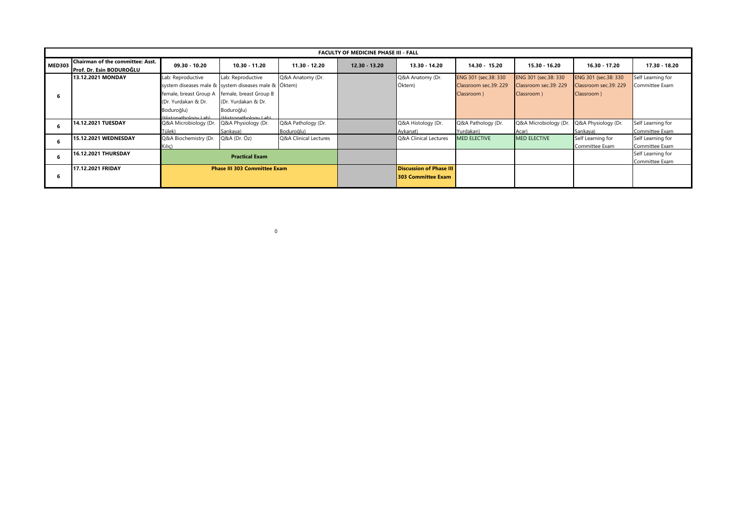| FACULTY OF MEDICINE PHASE III - FALL | | | | | | | | | | |
|---|---|---|---|---|---|---|---|---|---|---|
| MED303 | Chairman of the committee: Asst. Prof. Dr. Esin BODUROĞLU | 09.30 - 10.20 | 10.30 - 11.20 | 11.30 - 12.20 | 12.30 - 13.20 | 13.30 - 14.20 | 14.30 - 15.20 | 15.30 - 16.20 | 16.30 - 17.20 | 17.30 - 18.20 |
| 6 | 13.12.2021 MONDAY | Lab: Reproductive system diseases male & female, breast Group A (Dr. Yurdakan & Dr. Boduroğlu) (Histopathology Lab) | Lab: Reproductive system diseases male & female, breast Group B (Dr. Yurdakan & Dr. Boduroğlu) (Histropathology Lab) | Q&A Anatomy (Dr. Öktem) | | Q&A Anatomy (Dr. Öktem) | ENG 301 (sec.38: 330 Classroom sec.39: 229 Classroom ) | ENG 301 (sec.38: 330 Classroom sec.39: 229 Classroom ) | ENG 301 (sec.38: 330 Classroom sec.39: 229 Classroom ) | Self Learning for Committee Exam |
| 6 | 14.12.2021 TUESDAY | Q&A Microbiology (Dr. Tülek) | Q&A Physiology (Dr. Sarıkaya) | Q&A Pathology (Dr. Boduroğlu) | | Q&A Histology (Dr. Aykanat) | Q&A Pathology (Dr. Yurdakan) | Q&A Microbiology (Dr. Acar) | Q&A Physiology (Dr. Sarıkaya) | Self Learning for Committee Exam |
| 6 | 15.12.2021 WEDNESDAY | Q&A Biochemistry (Dr. Kılıç) | Q&A (Dr. Öz) | Q&A Clinical Lectures | | Q&A Clinical Lectures | MED ELECTIVE | MED ELECTIVE | Self Learning for Committee Exam | Self Learning for Committee Exam |
| 6 | 16.12.2021 THURSDAY | **Practical Exam** | | | | | | | | Self Learning for Committee Exam |
| 6 | 17.12.2021 FRIDAY | **Phase III 303 Committee Exam** | | | | **Discussion of Phase III 303 Committee Exam** | | | | |